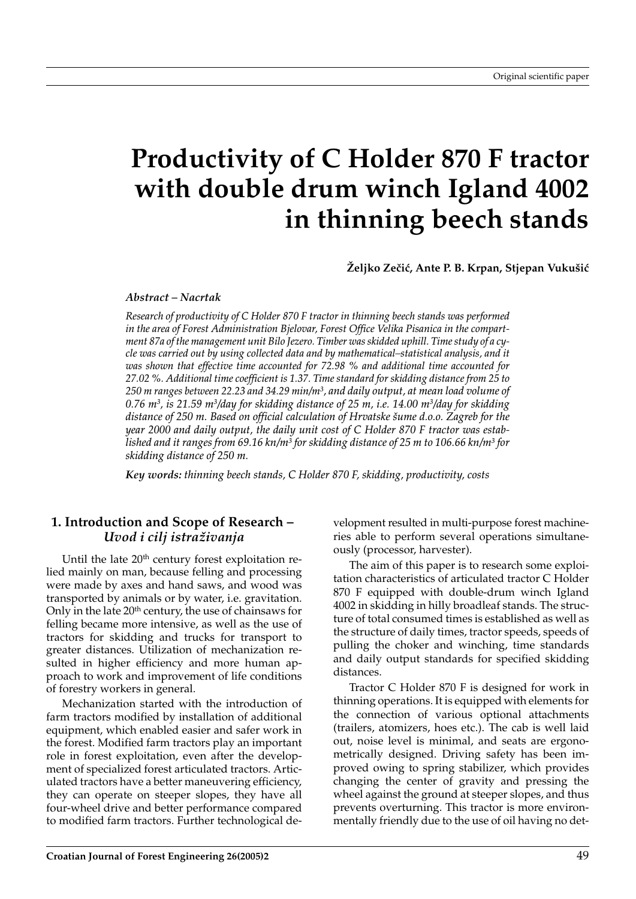Original scientific paper

# Productivity of C Holder 870 F tractor with double drum winch Igland 4002 in thinning beech stands

**Željko Zečić, Ante P. B. Krpan, Stjepan Vukušić**

***Abstract – Nacrtak***

*Research of productivity of C Holder 870 F tractor in thinning beech stands was performed in the area of Forest Administration Bjelovar, Forest Office Velika Pisanica in the compartment 87a of the management unit Bilo Jezero. Timber was skidded uphill. Time study of a cycle was carried out by using collected data and by mathematical–statistical analysis, and it was shown that effective time accounted for 72.98 % and additional time accounted for 27.02 %. Additional time coefficient is 1.37. Time standard for skidding distance from 25 to 250 m ranges between 22.23 and 34.29 min/m$^3$, and daily output, at mean load volume of 0.76 m$^3$, is 21.59 m$^3$/day for skidding distance of 25 m, i.e. 14.00 m$^3$/day for skidding distance of 250 m. Based on official calculation of Hrvatske šume d.o.o. Zagreb for the year 2000 and daily output, the daily unit cost of C Holder 870 F tractor was established and it ranges from 69.16 kn/m$^3$ for skidding distance of 25 m to 106.66 kn/m$^3$ for skidding distance of 250 m.*

***Key words:*** *thinning beech stands, C Holder 870 F, skidding, productivity, costs*

## 1. Introduction and Scope of Research – *Uvod i cilj istraživanja*

Until the late 20$^{th}$ century forest exploitation relied mainly on man, because felling and processing were made by axes and hand saws, and wood was transported by animals or by water, i.e. gravitation. Only in the late 20$^{th}$ century, the use of chainsaws for felling became more intensive, as well as the use of tractors for skidding and trucks for transport to greater distances. Utilization of mechanization resulted in higher efficiency and more human approach to work and improvement of life conditions of forestry workers in general.

Mechanization started with the introduction of farm tractors modified by installation of additional equipment, which enabled easier and safer work in the forest. Modified farm tractors play an important role in forest exploitation, even after the development of specialized forest articulated tractors. Articulated tractors have a better maneuvering efficiency, they can operate on steeper slopes, they have all four-wheel drive and better performance compared to modified farm tractors. Further technological development resulted in multi-purpose forest machineries able to perform several operations simultaneously (processor, harvester).

The aim of this paper is to research some exploitation characteristics of articulated tractor C Holder 870 F equipped with double-drum winch Igland 4002 in skidding in hilly broadleaf stands. The structure of total consumed times is established as well as the structure of daily times, tractor speeds, speeds of pulling the choker and winching, time standards and daily output standards for specified skidding distances.

Tractor C Holder 870 F is designed for work in thinning operations. It is equipped with elements for the connection of various optional attachments (trailers, atomizers, hoes etc.). The cab is well laid out, noise level is minimal, and seats are ergonometrically designed. Driving safety has been improved owing to spring stabilizer, which provides changing the center of gravity and pressing the wheel against the ground at steeper slopes, and thus prevents overturning. This tractor is more environmentally friendly due to the use of oil having no det-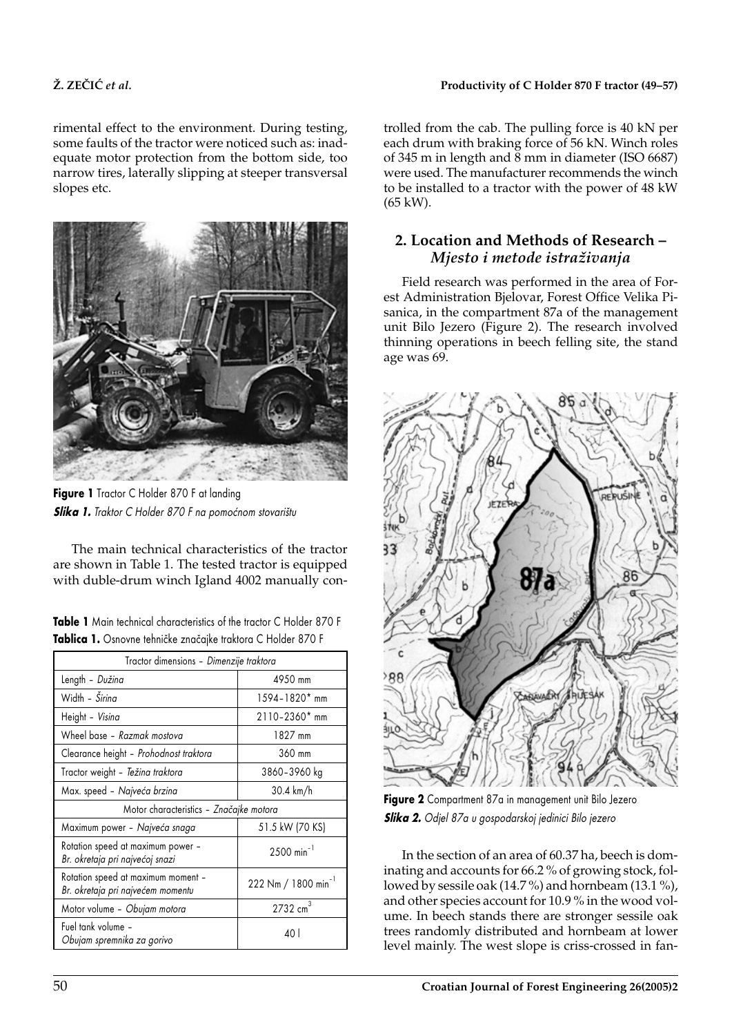rimental effect to the environment. During testing, some faults of the tractor were noticed such as: inadequate motor protection from the bottom side, too narrow tires, laterally slipping at steeper transversal slopes etc.

**Figure 1** Tractor C Holder 870 F at landing
***Slika 1.*** *Traktor C Holder 870 F na pomoćnom stovarištu*

The main technical characteristics of the tractor are shown in Table 1. The tested tractor is equipped with duble-drum winch Igland 4002 manually controlled from the cab. The pulling force is 40 kN per each drum with braking force of 56 kN. Winch roles of 345 m in length and 8 mm in diameter (ISO 6687) were used. The manufacturer recommends the winch to be installed to a tractor with the power of 48 kW (65 kW).

**Table 1** Main technical characteristics of the tractor C Holder 870 F
**Tablica 1.** Osnovne tehničke značajke traktora C Holder 870 F

| Tractor dimensions – *Dimenzije traktora* | |
|---|---|
| Length – *Dužina* | 4950 mm |
| Width – *Širina* | 1594–1820* mm |
| Height – *Visina* | 2110–2360* mm |
| Wheel base – *Razmak mostova* | 1827 mm |
| Clearance height – *Prohodnost traktora* | 360 mm |
| Tractor weight – *Težina traktora* | 3860–3960 kg |
| Max. speed – *Najveća brzina* | 30.4 km/h |
| Motor characteristics – *Značajke motora* | |
| Maximum power – *Najveća snaga* | 51.5 kW (70 KS) |
| Rotation speed at maximum power – *Br. okretaja pri najvećoj snazi* | 2500 $min^{-1}$ |
| Rotation speed at maximum moment – *Br. okretaja pri najvećem momentu* | 222 Nm / 1800 $min^{-1}$ |
| Motor volume – *Obujam motora* | 2732 $cm^3$ |
| Fuel tank volume – *Obujam spremnika za gorivo* | 40 l |

## 2. Location and Methods of Research – *Mjesto i metode istraživanja*

Field research was performed in the area of Forest Administration Bjelovar, Forest Office Velika Pisanica, in the compartment 87a of the management unit Bilo Jezero (Figure 2). The research involved thinning operations in beech felling site, the stand age was 69.

**Figure 2** Compartment 87a in management unit Bilo Jezero
***Slika 2.*** *Odjel 87a u gospodarskoj jedinici Bilo jezero*

In the section of an area of 60.37 ha, beech is dominating and accounts for 66.2 % of growing stock, followed by sessile oak (14.7 %) and hornbeam (13.1 %), and other species account for 10.9 % in the wood volume. In beech stands there are stronger sessile oak trees randomly distributed and hornbeam at lower level mainly. The west slope is criss-crossed in fan-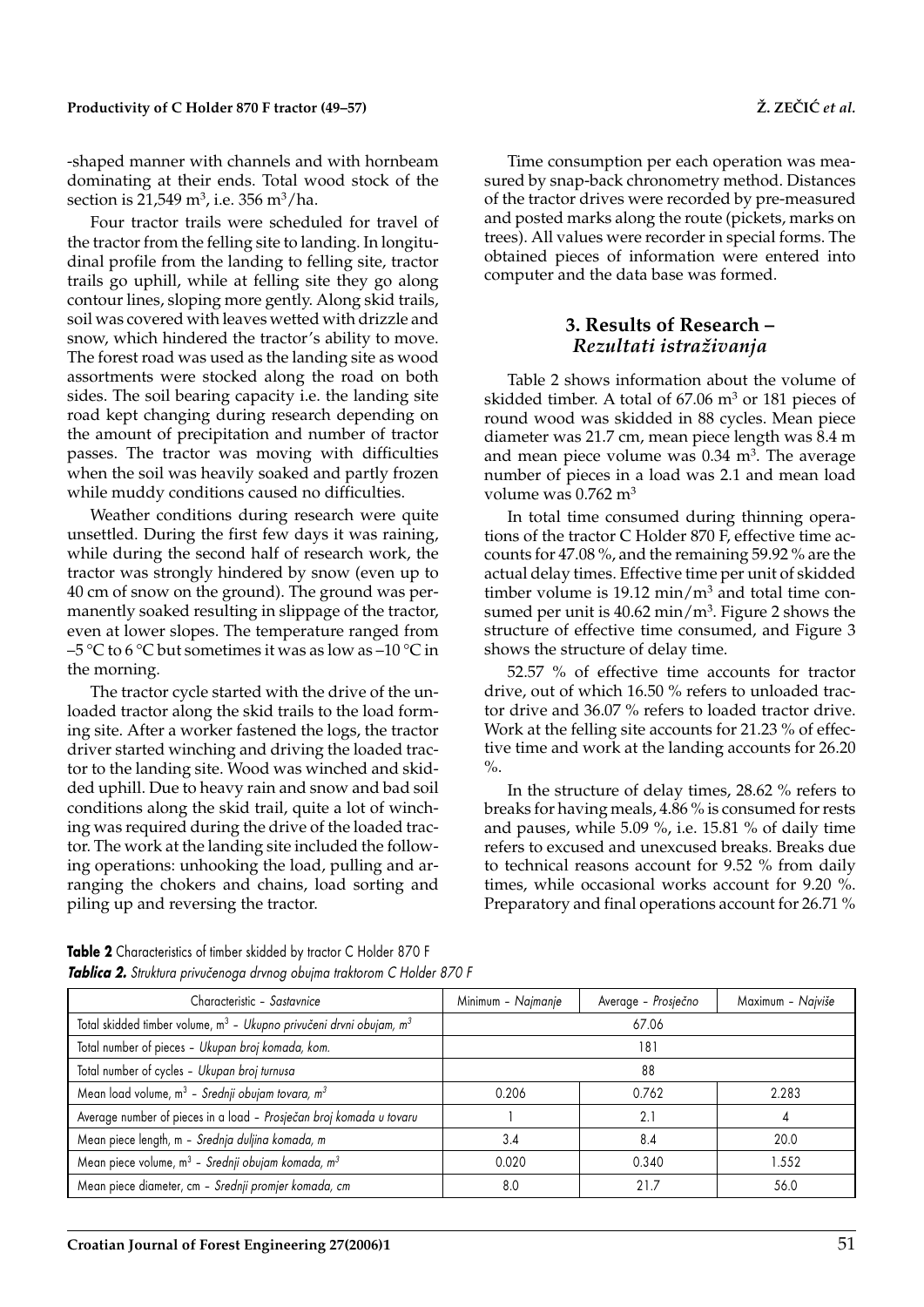-shaped manner with channels and with hornbeam dominating at their ends. Total wood stock of the section is 21,549 m$^3$, i.e. 356 m$^3$/ha.

Four tractor trails were scheduled for travel of the tractor from the felling site to landing. In longitudinal profile from the landing to felling site, tractor trails go uphill, while at felling site they go along contour lines, sloping more gently. Along skid trails, soil was covered with leaves wetted with drizzle and snow, which hindered the tractor's ability to move. The forest road was used as the landing site as wood assortments were stocked along the road on both sides. The soil bearing capacity i.e. the landing site road kept changing during research depending on the amount of precipitation and number of tractor passes. The tractor was moving with difficulties when the soil was heavily soaked and partly frozen while muddy conditions caused no difficulties.

Weather conditions during research were quite unsettled. During the first few days it was raining, while during the second half of research work, the tractor was strongly hindered by snow (even up to 40 cm of snow on the ground). The ground was permanently soaked resulting in slippage of the tractor, even at lower slopes. The temperature ranged from –5 °C to 6 °C but sometimes it was as low as –10 °C in the morning.

The tractor cycle started with the drive of the unloaded tractor along the skid trails to the load forming site. After a worker fastened the logs, the tractor driver started winching and driving the loaded tractor to the landing site. Wood was winched and skidded uphill. Due to heavy rain and snow and bad soil conditions along the skid trail, quite a lot of winching was required during the drive of the loaded tractor. The work at the landing site included the following operations: unhooking the load, pulling and arranging the chokers and chains, load sorting and piling up and reversing the tractor.

Time consumption per each operation was measured by snap-back chronometry method. Distances of the tractor drives were recorded by pre-measured and posted marks along the route (pickets, marks on trees). All values were recorder in special forms. The obtained pieces of information were entered into computer and the data base was formed.

## 3. Results of Research – *Rezultati istraživanja*

Table 2 shows information about the volume of skidded timber. A total of 67.06 m$^3$ or 181 pieces of round wood was skidded in 88 cycles. Mean piece diameter was 21.7 cm, mean piece length was 8.4 m and mean piece volume was 0.34 m$^3$. The average number of pieces in a load was 2.1 and mean load volume was 0.762 m$^3$

In total time consumed during thinning operations of the tractor C Holder 870 F, effective time accounts for 47.08 %, and the remaining 59.92 % are the actual delay times. Effective time per unit of skidded timber volume is 19.12 min/m$^3$ and total time consumed per unit is 40.62 min/m$^3$. Figure 2 shows the structure of effective time consumed, and Figure 3 shows the structure of delay time.

52.57 % of effective time accounts for tractor drive, out of which 16.50 % refers to unloaded tractor drive and 36.07 % refers to loaded tractor drive. Work at the felling site accounts for 21.23 % of effective time and work at the landing accounts for 26.20 %.

In the structure of delay times, 28.62 % refers to breaks for having meals, 4.86 % is consumed for rests and pauses, while 5.09 %, i.e. 15.81 % of daily time refers to excused and unexcused breaks. Breaks due to technical reasons account for 9.52 % from daily times, while occasional works account for 9.20 %. Preparatory and final operations account for 26.71 %

**Table 2** Characteristics of timber skidded by tractor C Holder 870 F
***Tablica 2.** Struktura privučenoga drvnog obujma traktorom C Holder 870 F*

| Characteristic – *Sastavnice* | Minimum – *Najmanje* | Average – *Prosječno* | Maximum – *Najviše* |
|---|---|---|---|
| Total skidded timber volume, m$^3$ – *Ukupno privučeni drvni obujam, m$^3$* | | 67.06 | |
| Total number of pieces – *Ukupan broj komada, kom.* | | 181 | |
| Total number of cycles – *Ukupan broj turnusa* | | 88 | |
| Mean load volume, m$^3$ – *Srednji obujam tovara, m$^3$* | 0.206 | 0.762 | 2.283 |
| Average number of pieces in a load – *Prosječan broj komada u tovaru* | 1 | 2.1 | 4 |
| Mean piece length, m – *Srednja duljina komada, m* | 3.4 | 8.4 | 20.0 |
| Mean piece volume, m$^3$ – *Srednji obujam komada, m$^3$* | 0.020 | 0.340 | 1.552 |
| Mean piece diameter, cm – *Srednji promjer komada, cm* | 8.0 | 21.7 | 56.0 |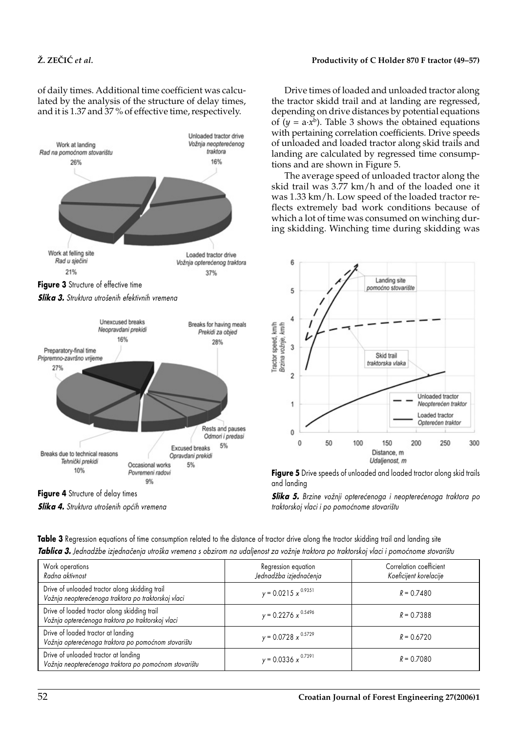of daily times. Additional time coefficient was calculated by the analysis of the structure of delay times, and it is 1.37 and 37 % of effective time, respectively.

**Figure 3** Structure of effective time

***Slika 3.*** *Struktura utrošenih efektivnih vremena*

**Figure 4** Structure of delay times

***Slika 4.*** *Struktura utrošenih općih vremena*

Drive times of loaded and unloaded tractor along the tractor skidd trail and at landing are regressed, depending on drive distances by potential equations of ($y = a{\cdot}x^b$). Table 3 shows the obtained equations with pertaining correlation coefficients. Drive speeds of unloaded and loaded tractor along skid trails and landing are calculated by regressed time consumptions and are shown in Figure 5.

The average speed of unloaded tractor along the skid trail was 3.77 km/h and of the loaded one it was 1.33 km/h. Low speed of the loaded tractor reflects extremely bad work conditions because of which a lot of time was consumed on winching during skidding. Winching time during skidding was

**Figure 5** Drive speeds of unloaded and loaded tractor along skid trails and landing

***Slika 5.*** *Brzine vožnji opterećenoga i neopterećenoga traktora po traktorskoj vlaci i po pomoćnome stovarištu*

**Table 3** Regression equations of time consumption related to the distance of tractor drive along the tractor skidding trail and landing site

***Tablica 3.*** *Jednadžbe izjednačenja utroška vremena s obzirom na udaljenost za vožnje traktora po traktorskoj vlaci i pomoćnome stovarištu*

| Work operations<br>*Radna aktivnost* | Regression equation<br>*Jednadžba izjednačenja* | Correlation coefficient<br>*Koeficijent korelacije* |
|---|---|---|
| Drive of unloaded tractor along skidding trail<br>*Vožnja neopterećenoga traktora po traktorskoj vlaci* | $y = 0.0215\ x^{0.9351}$ | $R = 0.7480$ |
| Drive of loaded tractor along skidding trail<br>*Vožnja opterećenoga traktora po traktorskoj vlaci* | $y = 0.2276\ x^{0.5496}$ | $R = 0.7388$ |
| Drive of loaded tractor at landing<br>*Vožnja opterećenoga traktora po pomoćnom stovarištu* | $y = 0.0728\ x^{0.5729}$ | $R = 0.6720$ |
| Drive of unloaded tractor at landing<br>*Vožnja neopterećenoga traktora po pomoćnom stovarištu* | $y = 0.0336\ x^{0.7391}$ | $R = 0.7080$ |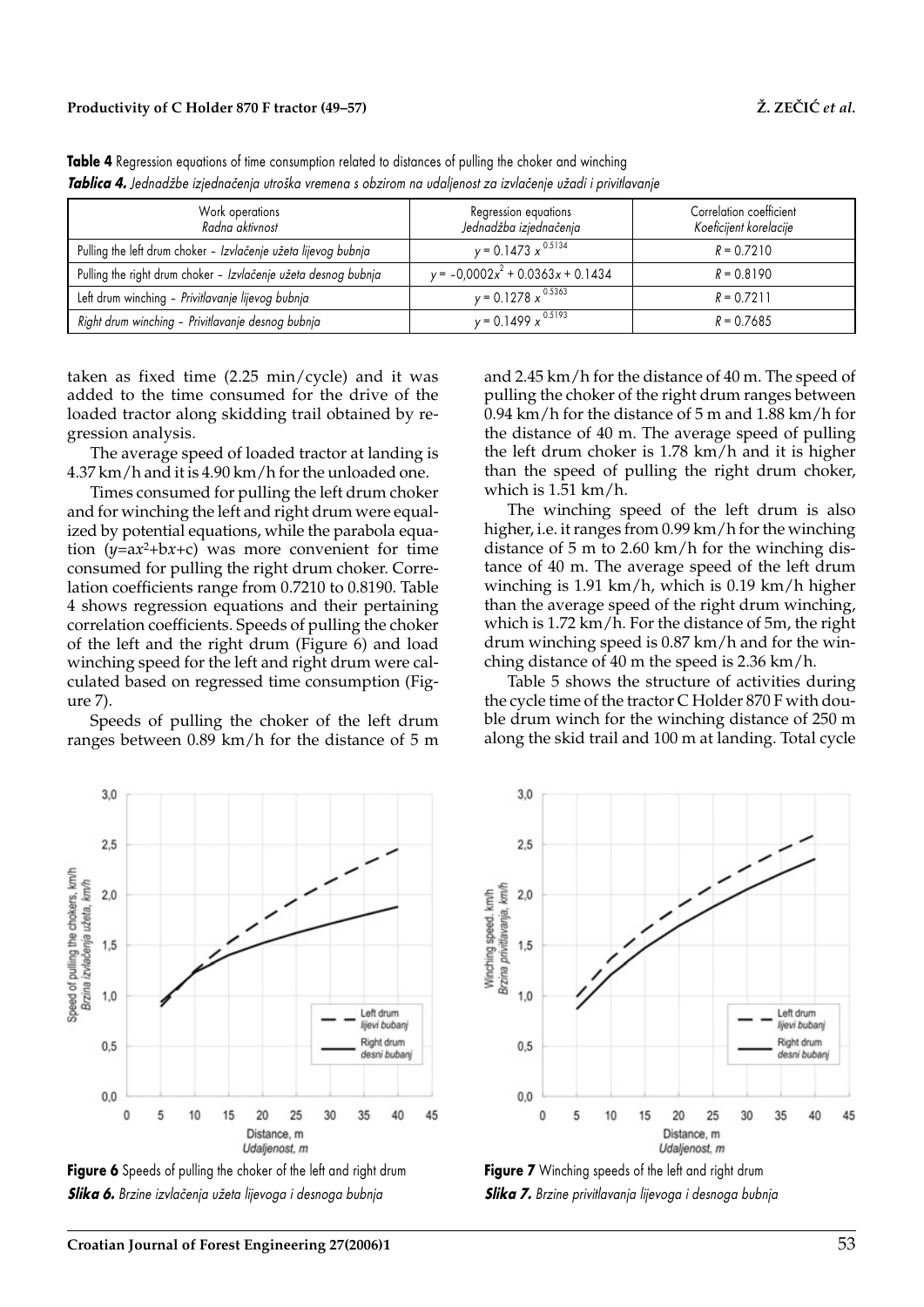**Table 4** Regression equations of time consumption related to distances of pulling the choker and winching

***Tablica 4.** Jednadžbe izjednačenja utroška vremena s obzirom na udaljenost za izvlačenje užadi i privitlavanje*

| Work operations<br>*Radna aktivnost* | Regression equations<br>*Jednadžba izjednačenja* | Correlation coefficient<br>*Koeficijent korelacije* |
|---|---|---|
| Pulling the left drum choker – *Izvlačenje užeta lijevog bubnja* | $y = 0.1473\ x^{0.5134}$ | $R = 0.7210$ |
| Pulling the right drum choker – *Izvlačenje užeta desnog bubnja* | $y = -0{,}0002x^2 + 0.0363x + 0.1434$ | $R = 0.8190$ |
| Left drum winching – *Privitlavanje lijevog bubnja* | $y = 0.1278\ x^{0.5363}$ | $R = 0.7211$ |
| *Right drum winching – Privitlavanje desnog bubnja* | $y = 0.1499\ x^{0.5193}$ | $R = 0.7685$ |

taken as fixed time (2.25 min/cycle) and it was added to the time consumed for the drive of the loaded tractor along skidding trail obtained by regression analysis.

The average speed of loaded tractor at landing is 4.37 km/h and it is 4.90 km/h for the unloaded one.

Times consumed for pulling the left drum choker and for winching the left and right drum were equalized by potential equations, while the parabola equation ($y=ax^2+bx+c$) was more convenient for time consumed for pulling the right drum choker. Correlation coefficients range from 0.7210 to 0.8190. Table 4 shows regression equations and their pertaining correlation coefficients. Speeds of pulling the choker of the left and the right drum (Figure 6) and load winching speed for the left and right drum were calculated based on regressed time consumption (Figure 7).

Speeds of pulling the choker of the left drum ranges between 0.89 km/h for the distance of 5 m and 2.45 km/h for the distance of 40 m. The speed of pulling the choker of the right drum ranges between 0.94 km/h for the distance of 5 m and 1.88 km/h for the distance of 40 m. The average speed of pulling the left drum choker is 1.78 km/h and it is higher than the speed of pulling the right drum choker, which is 1.51 km/h.

The winching speed of the left drum is also higher, i.e. it ranges from 0.99 km/h for the winching distance of 5 m to 2.60 km/h for the winching distance of 40 m. The average speed of the left drum winching is 1.91 km/h, which is 0.19 km/h higher than the average speed of the right drum winching, which is 1.72 km/h. For the distance of 5m, the right drum winching speed is 0.87 km/h and for the winching distance of 40 m the speed is 2.36 km/h.

Table 5 shows the structure of activities during the cycle time of the tractor C Holder 870 F with double drum winch for the winching distance of 250 m along the skid trail and 100 m at landing. Total cycle

**Figure 6** Speeds of pulling the choker of the left and right drum

***Slika 6.** Brzine izvlačenja užeta lijevoga i desnoga bubnja*

**Figure 7** Winching speeds of the left and right drum

***Slika 7.** Brzine privitlavanja lijevoga i desnoga bubnja*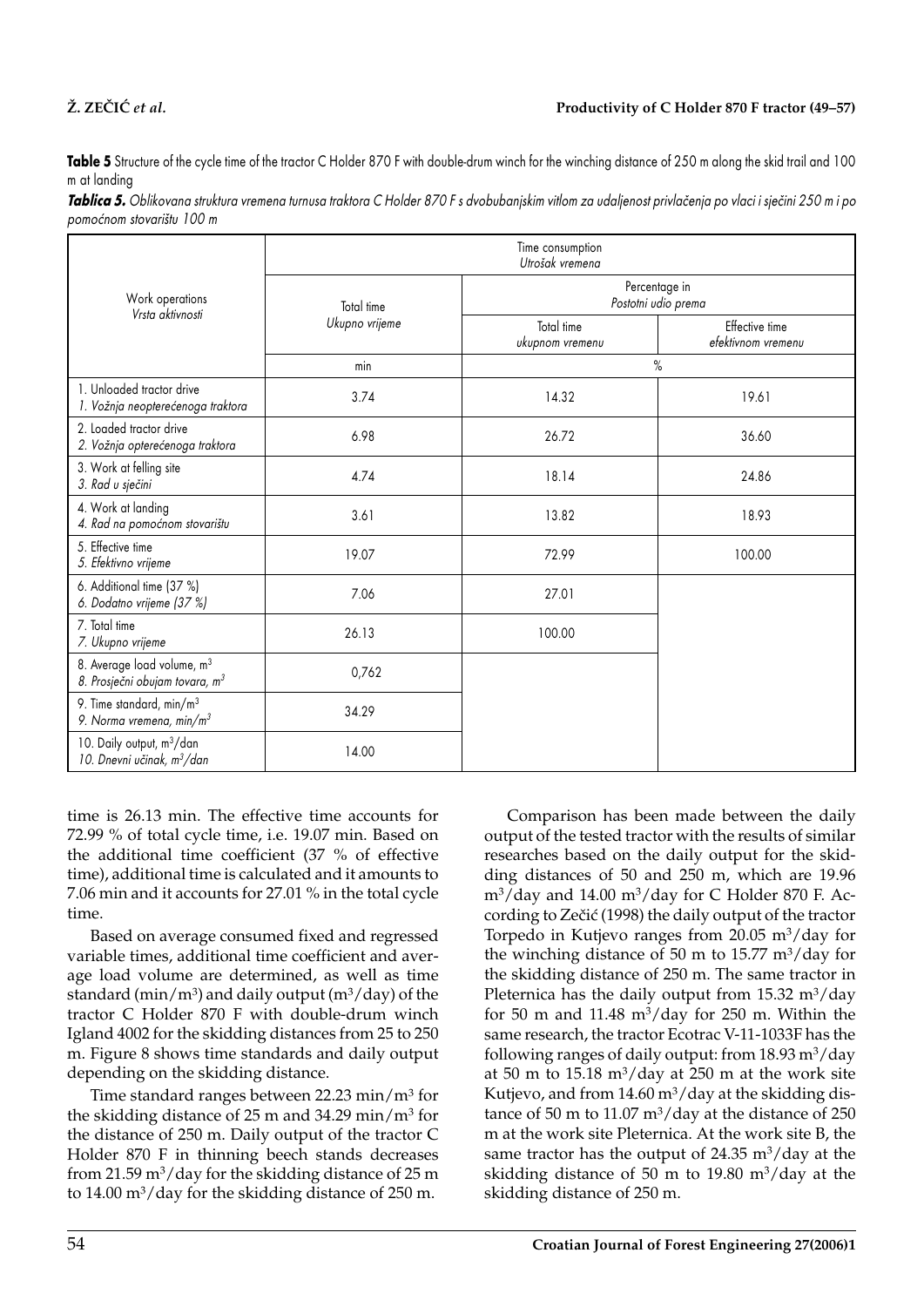**Table 5** Structure of the cycle time of the tractor C Holder 870 F with double-drum winch for the winching distance of 250 m along the skid trail and 100 m at landing

***Tablica 5.*** *Oblikovana struktura vremena turnusa traktora C Holder 870 F s dvobubanjskim vitlom za udaljenost privlačenja po vlaci i sječini 250 m i po pomoćnom stovarištu 100 m*

| Work operations *Vrsta aktivnosti* | Time consumption *Utrošak vremena* | | |
|---|---|---|---|
| | Total time *Ukupno vrijeme* | Percentage in *Postotni udio prema* | |
| | | Total time *ukupnom vremenu* | Effective time *efektivnom vremenu* |
| | min | % | |
| 1. Unloaded tractor drive *1. Vožnja neopterećenoga traktora* | 3.74 | 14.32 | 19.61 |
| 2. Loaded tractor drive *2. Vožnja opterećenoga traktora* | 6.98 | 26.72 | 36.60 |
| 3. Work at felling site *3. Rad u sječini* | 4.74 | 18.14 | 24.86 |
| 4. Work at landing *4. Rad na pomoćnom stovarištu* | 3.61 | 13.82 | 18.93 |
| 5. Effective time *5. Efektivno vrijeme* | 19.07 | 72.99 | 100.00 |
| 6. Additional time (37 %) *6. Dodatno vrijeme (37 %)* | 7.06 | 27.01 | |
| 7. Total time *7. Ukupno vrijeme* | 26.13 | 100.00 | |
| 8. Average load volume, $m^3$ *8. Prosječni obujam tovara, $m^3$* | 0,762 | | |
| 9. Time standard, min/$m^3$ *9. Norma vremena, min/$m^3$* | 34.29 | | |
| 10. Daily output, $m^3$/dan *10. Dnevni učinak, $m^3$/dan* | 14.00 | | |

time is 26.13 min. The effective time accounts for 72.99 % of total cycle time, i.e. 19.07 min. Based on the additional time coefficient (37 % of effective time), additional time is calculated and it amounts to 7.06 min and it accounts for 27.01 % in the total cycle time.

Based on average consumed fixed and regressed variable times, additional time coefficient and average load volume are determined, as well as time standard (min/$m^3$) and daily output ($m^3$/day) of the tractor C Holder 870 F with double-drum winch Igland 4002 for the skidding distances from 25 to 250 m. Figure 8 shows time standards and daily output depending on the skidding distance.

Time standard ranges between 22.23 min/$m^3$ for the skidding distance of 25 m and 34.29 min/$m^3$ for the distance of 250 m. Daily output of the tractor C Holder 870 F in thinning beech stands decreases from 21.59 $m^3$/day for the skidding distance of 25 m to 14.00 $m^3$/day for the skidding distance of 250 m.

Comparison has been made between the daily output of the tested tractor with the results of similar researches based on the daily output for the skidding distances of 50 and 250 m, which are 19.96 $m^3$/day and 14.00 $m^3$/day for C Holder 870 F. According to Zečić (1998) the daily output of the tractor Torpedo in Kutjevo ranges from 20.05 $m^3$/day for the winching distance of 50 m to 15.77 $m^3$/day for the skidding distance of 250 m. The same tractor in Pleternica has the daily output from 15.32 $m^3$/day for 50 m and 11.48 $m^3$/day for 250 m. Within the same research, the tractor Ecotrac V-11-1033F has the following ranges of daily output: from 18.93 $m^3$/day at 50 m to 15.18 $m^3$/day at 250 m at the work site Kutjevo, and from 14.60 $m^3$/day at the skidding distance of 50 m to 11.07 $m^3$/day at the distance of 250 m at the work site Pleternica. At the work site B, the same tractor has the output of 24.35 $m^3$/day at the skidding distance of 50 m to 19.80 $m^3$/day at the skidding distance of 250 m.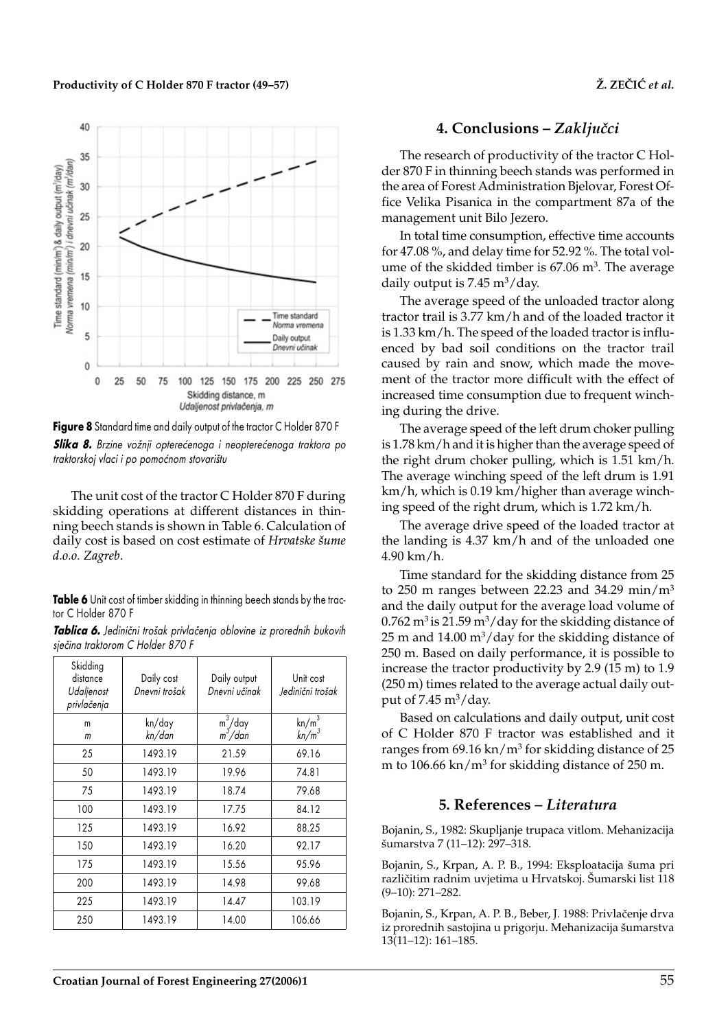**Figure 8** Standard time and daily output of the tractor C Holder 870 F

***Slika 8.*** *Brzine vožnji opterećenoga i neopterećenoga traktora po traktorskoj vlaci i po pomoćnom stovarištu*

The unit cost of the tractor C Holder 870 F during skidding operations at different distances in thinning beech stands is shown in Table 6. Calculation of daily cost is based on cost estimate of *Hrvatske šume d.o.o. Zagreb*.

**Table 6** Unit cost of timber skidding in thinning beech stands by the tractor C Holder 870 F

***Tablica 6.*** *Jedinični trošak privlačenja oblovine iz prorednih bukovih sječina traktorom C Holder 870 F*

| Skidding distance *Udaljenost privlačenja* | Daily cost *Dnevni trošak* | Daily output *Dnevni učinak* | Unit cost *Jedinični trošak* |
|---|---|---|---|
| m *m* | kn/day *kn/dan* | $m^3$/day *$m^3$/dan* | kn/$m^3$ *kn/$m^3$* |
| 25 | 1493.19 | 21.59 | 69.16 |
| 50 | 1493.19 | 19.96 | 74.81 |
| 75 | 1493.19 | 18.74 | 79.68 |
| 100 | 1493.19 | 17.75 | 84.12 |
| 125 | 1493.19 | 16.92 | 88.25 |
| 150 | 1493.19 | 16.20 | 92.17 |
| 175 | 1493.19 | 15.56 | 95.96 |
| 200 | 1493.19 | 14.98 | 99.68 |
| 225 | 1493.19 | 14.47 | 103.19 |
| 250 | 1493.19 | 14.00 | 106.66 |

## 4. Conclusions – *Zaključci*

The research of productivity of the tractor C Holder 870 F in thinning beech stands was performed in the area of Forest Administration Bjelovar, Forest Office Velika Pisanica in the compartment 87a of the management unit Bilo Jezero.

In total time consumption, effective time accounts for 47.08 %, and delay time for 52.92 %. The total volume of the skidded timber is 67.06 $m^3$. The average daily output is 7.45 $m^3$/day.

The average speed of the unloaded tractor along tractor trail is 3.77 km/h and of the loaded tractor it is 1.33 km/h. The speed of the loaded tractor is influenced by bad soil conditions on the tractor trail caused by rain and snow, which made the movement of the tractor more difficult with the effect of increased time consumption due to frequent winching during the drive.

The average speed of the left drum choker pulling is 1.78 km/h and it is higher than the average speed of the right drum choker pulling, which is 1.51 km/h. The average winching speed of the left drum is 1.91 km/h, which is 0.19 km/higher than average winching speed of the right drum, which is 1.72 km/h.

The average drive speed of the loaded tractor at the landing is 4.37 km/h and of the unloaded one 4.90 km/h.

Time standard for the skidding distance from 25 to 250 m ranges between 22.23 and 34.29 min/$m^3$ and the daily output for the average load volume of 0.762 $m^3$ is 21.59 $m^3$/day for the skidding distance of 25 m and 14.00 $m^3$/day for the skidding distance of 250 m. Based on daily performance, it is possible to increase the tractor productivity by 2.9 (15 m) to 1.9 (250 m) times related to the average actual daily output of 7.45 $m^3$/day.

Based on calculations and daily output, unit cost of C Holder 870 F tractor was established and it ranges from 69.16 kn/$m^3$ for skidding distance of 25 m to 106.66 kn/$m^3$ for skidding distance of 250 m.

## 5. References – *Literatura*

Bojanin, S., 1982: Skupljanje trupaca vitlom. Mehanizacija šumarstva 7 (11–12): 297–318.

Bojanin, S., Krpan, A. P. B., 1994: Eksploatacija šuma pri različitim radnim uvjetima u Hrvatskoj. Šumarski list 118 (9–10): 271–282.

Bojanin, S., Krpan, A. P. B., Beber, J. 1988: Privlačenje drva iz prorednih sastojina u prigorju. Mehanizacija šumarstva 13(11–12): 161–185.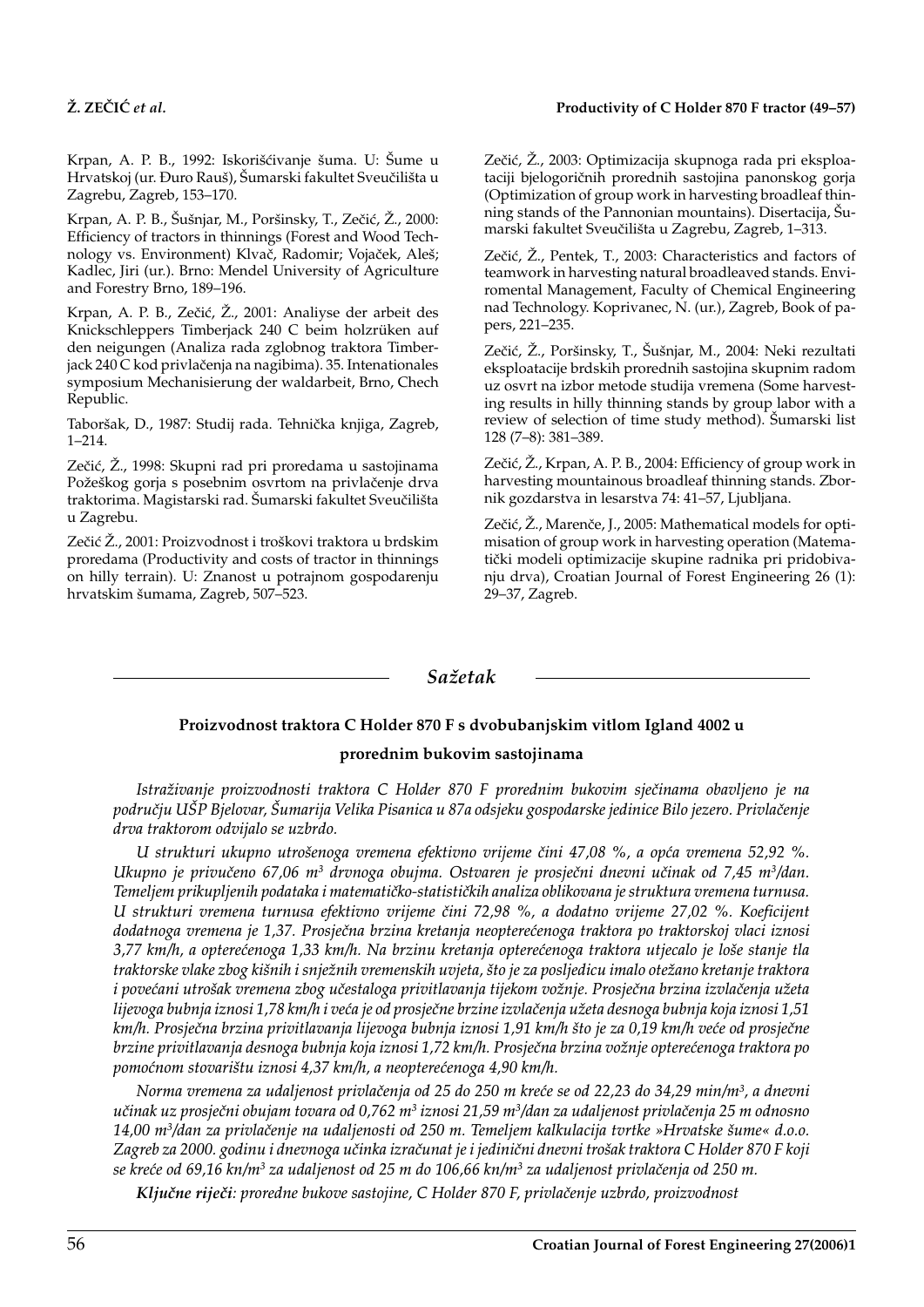Krpan, A. P. B., 1992: Iskorišćivanje šuma. U: Šume u Hrvatskoj (ur. Đuro Rauš), Šumarski fakultet Sveučilišta u Zagrebu, Zagreb, 153–170.

Krpan, A. P. B., Šušnjar, M., Poršinsky, T., Zečić, Ž., 2000: Efficiency of tractors in thinnings (Forest and Wood Technology vs. Environment) Klvač, Radomir; Vojaček, Aleš; Kadlec, Jiri (ur.). Brno: Mendel University of Agriculture and Forestry Brno, 189–196.

Krpan, A. P. B., Zečić, Ž., 2001: Analiyse der arbeit des Knickschleppers Timberjack 240 C beim holzrüken auf den neigungen (Analiza rada zglobnog traktora Timberjack 240 C kod privlačenja na nagibima). 35. Intenationales symposium Mechanisierung der waldarbeit, Brno, Chech Republic.

Taboršak, D., 1987: Studij rada. Tehnička knjiga, Zagreb, 1–214.

Zečić, Ž., 1998: Skupni rad pri proredama u sastojinama Požeškog gorja s posebnim osvrtom na privlačenje drva traktorima. Magistarski rad. Šumarski fakultet Sveučilišta u Zagrebu.

Zečić Ž., 2001: Proizvodnost i troškovi traktora u brdskim proredama (Productivity and costs of tractor in thinnings on hilly terrain). U: Znanost u potrajnom gospodarenju hrvatskim šumama, Zagreb, 507–523.

Zečić, Ž., 2003: Optimizacija skupnoga rada pri eksploataciji bjelogoričnih prorednih sastojina panonskog gorja (Optimization of group work in harvesting broadleaf thinning stands of the Pannonian mountains). Disertacija, Šumarski fakultet Sveučilišta u Zagrebu, Zagreb, 1–313.

Zečić, Ž., Pentek, T., 2003: Characteristics and factors of teamwork in harvesting natural broadleaved stands. Enviromental Management, Faculty of Chemical Engineering nad Technology. Koprivanec, N. (ur.), Zagreb, Book of papers, 221–235.

Zečić, Ž., Poršinsky, T., Šušnjar, M., 2004: Neki rezultati eksploatacije brdskih prorednih sastojina skupnim radom uz osvrt na izbor metode studija vremena (Some harvesting results in hilly thinning stands by group labor with a review of selection of time study method). Šumarski list 128 (7–8): 381–389.

Zečić, Ž., Krpan, A. P. B., 2004: Efficiency of group work in harvesting mountainous broadleaf thinning stands. Zbornik gozdarstva in lesarstva 74: 41–57, Ljubljana.

Zečić, Ž., Marenče, J., 2005: Mathematical models for optimisation of group work in harvesting operation (Matematički modeli optimizacije skupine radnika pri pridobivanju drva), Croatian Journal of Forest Engineering 26 (1): 29–37, Zagreb.

## *Sažetak*

### Proizvodnost traktora C Holder 870 F s dvobubanjskim vitlom Igland 4002 u prorednim bukovim sastojinama

*Istraživanje proizvodnosti traktora C Holder 870 F prorednim bukovim sječinama obavljeno je na području UŠP Bjelovar, Šumarija Velika Pisanica u 87a odsjeku gospodarske jedinice Bilo jezero. Privlačenje drva traktorom odvijalo se uzbrdo.*

*U strukturi ukupno utrošenoga vremena efektivno vrijeme čini 47,08 %, a opća vremena 52,92 %. Ukupno je privučeno 67,06 m³ drvnoga obujma. Ostvaren je prosječni dnevni učinak od 7,45 m³/dan. Temeljem prikupljenih podataka i matematičko-statističkih analiza oblikovana je struktura vremena turnusa. U strukturi vremena turnusa efektivno vrijeme čini 72,98 %, a dodatno vrijeme 27,02 %. Koeficijent dodatnoga vremena je 1,37. Prosječna brzina kretanja neopterećenoga traktora po traktorskoj vlaci iznosi 3,77 km/h, a opterećenoga 1,33 km/h. Na brzinu kretanja opterećenoga traktora utjecalo je loše stanje tla traktorske vlake zbog kišnih i snježnih vremenskih uvjeta, što je za posljedicu imalo otežano kretanje traktora i povećani utrošak vremena zbog učestaloga privitlavanja tijekom vožnje. Prosječna brzina izvlačenja užeta lijevoga bubnja iznosi 1,78 km/h i veća je od prosječne brzine izvlačenja užeta desnoga bubnja koja iznosi 1,51 km/h. Prosječna brzina privitlavanja lijevoga bubnja iznosi 1,91 km/h što je za 0,19 km/h veće od prosječne brzine privitlavanja desnoga bubnja koja iznosi 1,72 km/h. Prosječna brzina vožnje opterećenoga traktora po pomoćnom stovarištu iznosi 4,37 km/h, a neopterećenoga 4,90 km/h.*

*Norma vremena za udaljenost privlačenja od 25 do 250 m kreće se od 22,23 do 34,29 min/m³, a dnevni učinak uz prosječni obujam tovara od 0,762 m³ iznosi 21,59 m³/dan za udaljenost privlačenja 25 m odnosno 14,00 m³/dan za privlačenje na udaljenosti od 250 m. Temeljem kalkulacija tvrtke »Hrvatske šume« d.o.o. Zagreb za 2000. godinu i dnevnoga učinka izračunat je i jedinični dnevni trošak traktora C Holder 870 F koji se kreće od 69,16 kn/m³ za udaljenost od 25 m do 106,66 kn/m³ za udaljenost privlačenja od 250 m.*

***Ključne riječi**: proredne bukove sastojine, C Holder 870 F, privlačenje uzbrdo, proizvodnost*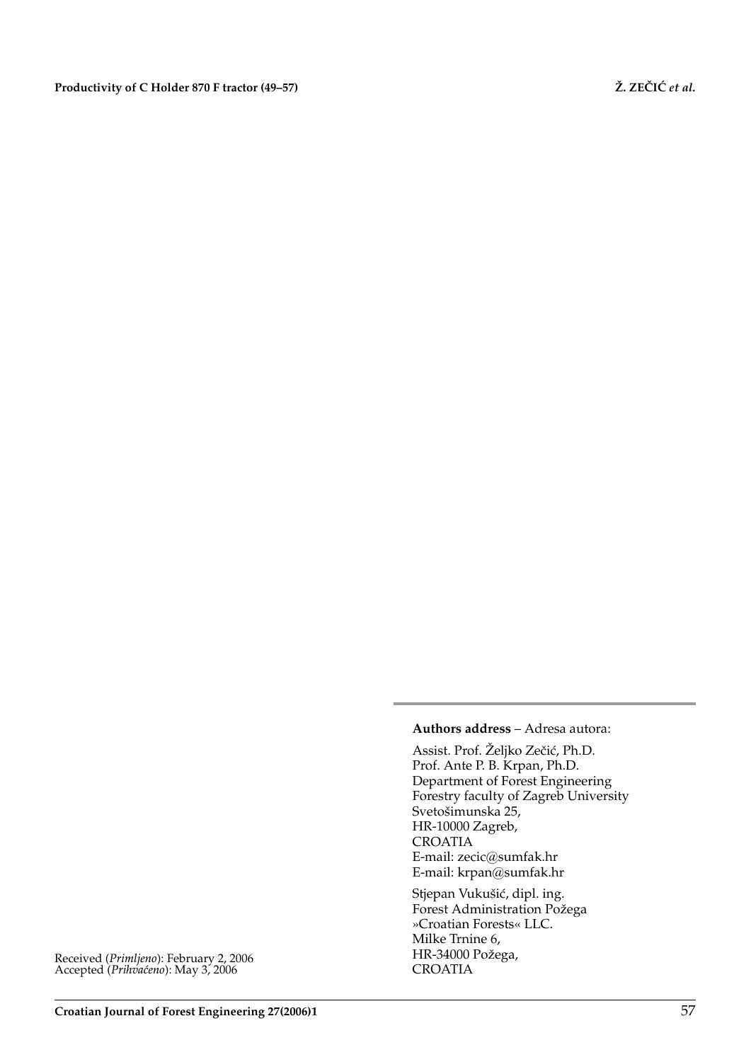**Authors address** – Adresa autora:

Assist. Prof. Željko Zečić, Ph.D.
Prof. Ante P. B. Krpan, Ph.D.
Department of Forest Engineering
Forestry faculty of Zagreb University
Svetošimunska 25,
HR-10000 Zagreb,
CROATIA
E-mail: zecic@sumfak.hr
E-mail: krpan@sumfak.hr

Stjepan Vukušić, dipl. ing.
Forest Administration Požega
»Croatian Forests« LLC.
Milke Trnine 6,
HR-34000 Požega,
CROATIA

Received (*Primljeno*): February 2, 2006
Accepted (*Prihvaćeno*): May 3, 2006